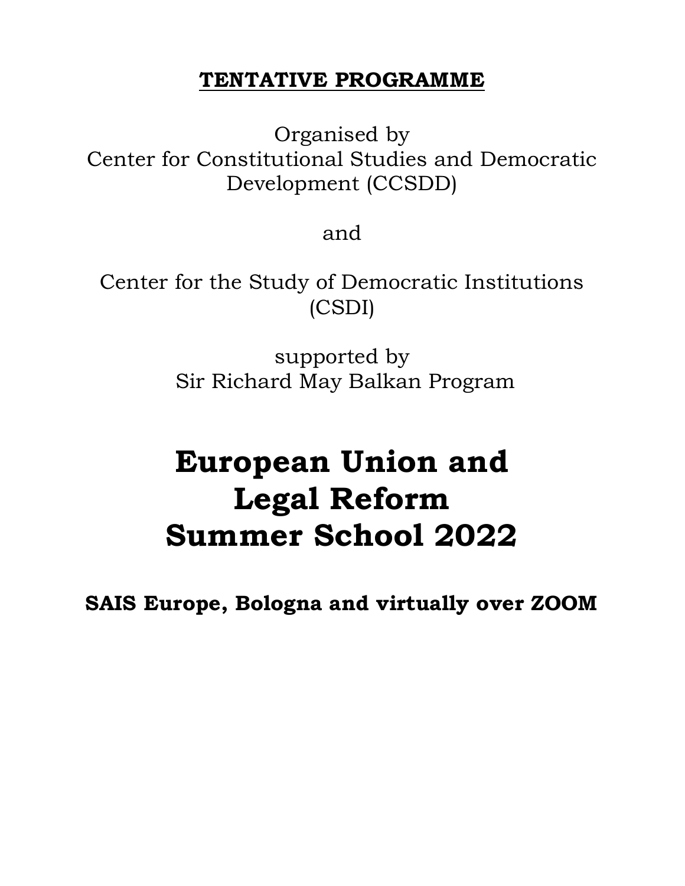**TENTATIVE PROGRAMME**

Organised by
Center for Constitutional Studies and Democratic Development (CCSDD)

and

Center for the Study of Democratic Institutions (CSDI)

supported by
Sir Richard May Balkan Program

# European Union and Legal Reform Summer School 2022

**SAIS Europe, Bologna and virtually over ZOOM**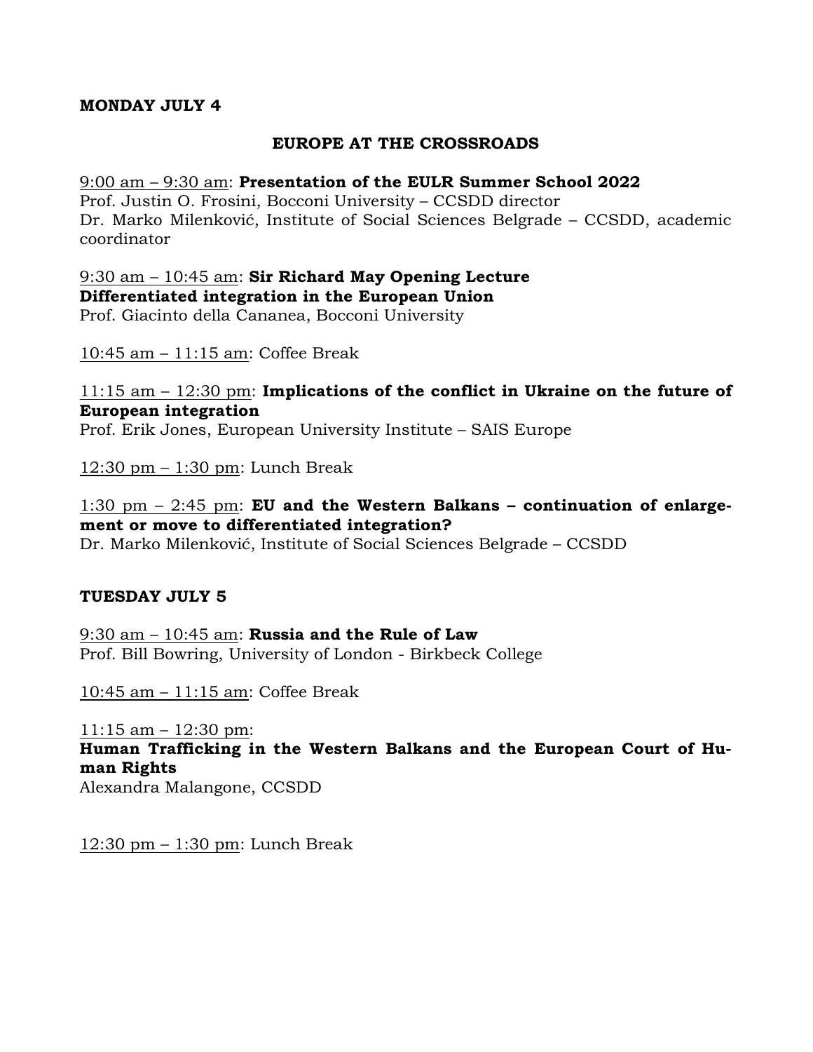**MONDAY JULY 4**

**EUROPE AT THE CROSSROADS**

9:00 am – 9:30 am: **Presentation of the EULR Summer School 2022**
Prof. Justin O. Frosini, Bocconi University – CCSDD director
Dr. Marko Milenković, Institute of Social Sciences Belgrade – CCSDD, academic coordinator

9:30 am – 10:45 am: **Sir Richard May Opening Lecture**
**Differentiated integration in the European Union**
Prof. Giacinto della Cananea, Bocconi University

10:45 am – 11:15 am: Coffee Break

11:15 am – 12:30 pm: **Implications of the conflict in Ukraine on the future of European integration**
Prof. Erik Jones, European University Institute – SAIS Europe

12:30 pm – 1:30 pm: Lunch Break

1:30 pm – 2:45 pm: **EU and the Western Balkans – continuation of enlargement or move to differentiated integration?**
Dr. Marko Milenković, Institute of Social Sciences Belgrade – CCSDD

**TUESDAY JULY 5**

9:30 am – 10:45 am: **Russia and the Rule of Law**
Prof. Bill Bowring, University of London - Birkbeck College

10:45 am – 11:15 am: Coffee Break

11:15 am – 12:30 pm:
**Human Trafficking in the Western Balkans and the European Court of Human Rights**
Alexandra Malangone, CCSDD

12:30 pm – 1:30 pm: Lunch Break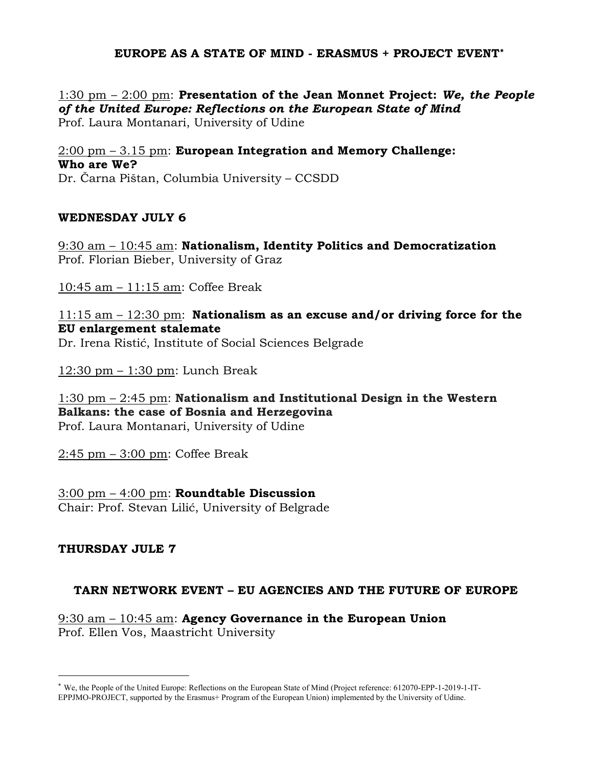## EUROPE AS A STATE OF MIND - ERASMUS + PROJECT EVENT*

1:30 pm – 2:00 pm: **Presentation of the Jean Monnet Project: *We, the People of the United Europe: Reflections on the European State of Mind***
Prof. Laura Montanari, University of Udine

2:00 pm – 3.15 pm: **European Integration and Memory Challenge: Who are We?**
Dr. Čarna Pištan, Columbia University – CCSDD

### WEDNESDAY JULY 6

9:30 am – 10:45 am: **Nationalism, Identity Politics and Democratization**
Prof. Florian Bieber, University of Graz

10:45 am – 11:15 am: Coffee Break

11:15 am – 12:30 pm: **Nationalism as an excuse and/or driving force for the EU enlargement stalemate**
Dr. Irena Ristić, Institute of Social Sciences Belgrade

12:30 pm – 1:30 pm: Lunch Break

1:30 pm – 2:45 pm: **Nationalism and Institutional Design in the Western Balkans: the case of Bosnia and Herzegovina**
Prof. Laura Montanari, University of Udine

2:45 pm – 3:00 pm: Coffee Break

3:00 pm – 4:00 pm: **Roundtable Discussion**
Chair: Prof. Stevan Lilić, University of Belgrade

### THURSDAY JULE 7

## TARN NETWORK EVENT – EU AGENCIES AND THE FUTURE OF EUROPE

9:30 am – 10:45 am: **Agency Governance in the European Union**
Prof. Ellen Vos, Maastricht University

---

* We, the People of the United Europe: Reflections on the European State of Mind (Project reference: 612070-EPP-1-2019-1-IT-EPPJMO-PROJECT, supported by the Erasmus+ Program of the European Union) implemented by the University of Udine.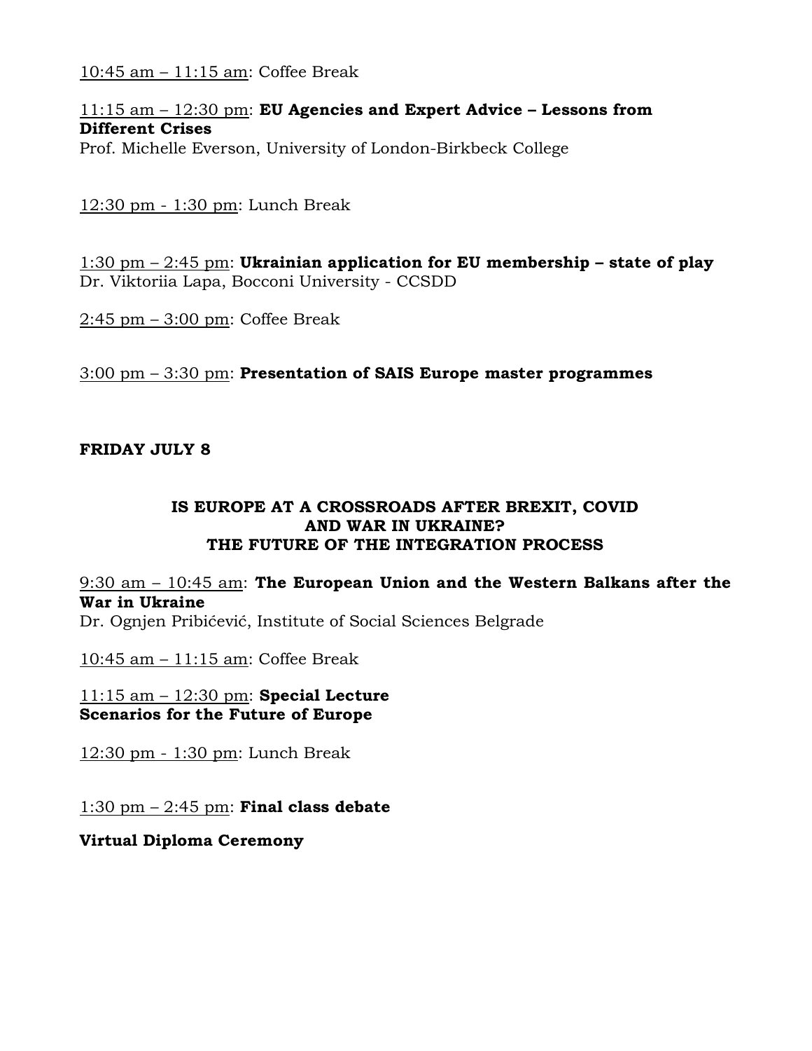10:45 am – 11:15 am: Coffee Break

11:15 am – 12:30 pm: **EU Agencies and Expert Advice – Lessons from Different Crises**
Prof. Michelle Everson, University of London-Birkbeck College

12:30 pm - 1:30 pm: Lunch Break

1:30 pm – 2:45 pm: **Ukrainian application for EU membership – state of play**
Dr. Viktoriia Lapa, Bocconi University - CCSDD

2:45 pm – 3:00 pm: Coffee Break

3:00 pm – 3:30 pm: **Presentation of SAIS Europe master programmes**

## FRIDAY JULY 8

### IS EUROPE AT A CROSSROADS AFTER BREXIT, COVID AND WAR IN UKRAINE? THE FUTURE OF THE INTEGRATION PROCESS

9:30 am – 10:45 am: **The European Union and the Western Balkans after the War in Ukraine**
Dr. Ognjen Pribićević, Institute of Social Sciences Belgrade

10:45 am – 11:15 am: Coffee Break

11:15 am – 12:30 pm: **Special Lecture**
**Scenarios for the Future of Europe**

12:30 pm - 1:30 pm: Lunch Break

1:30 pm – 2:45 pm: **Final class debate**

**Virtual Diploma Ceremony**